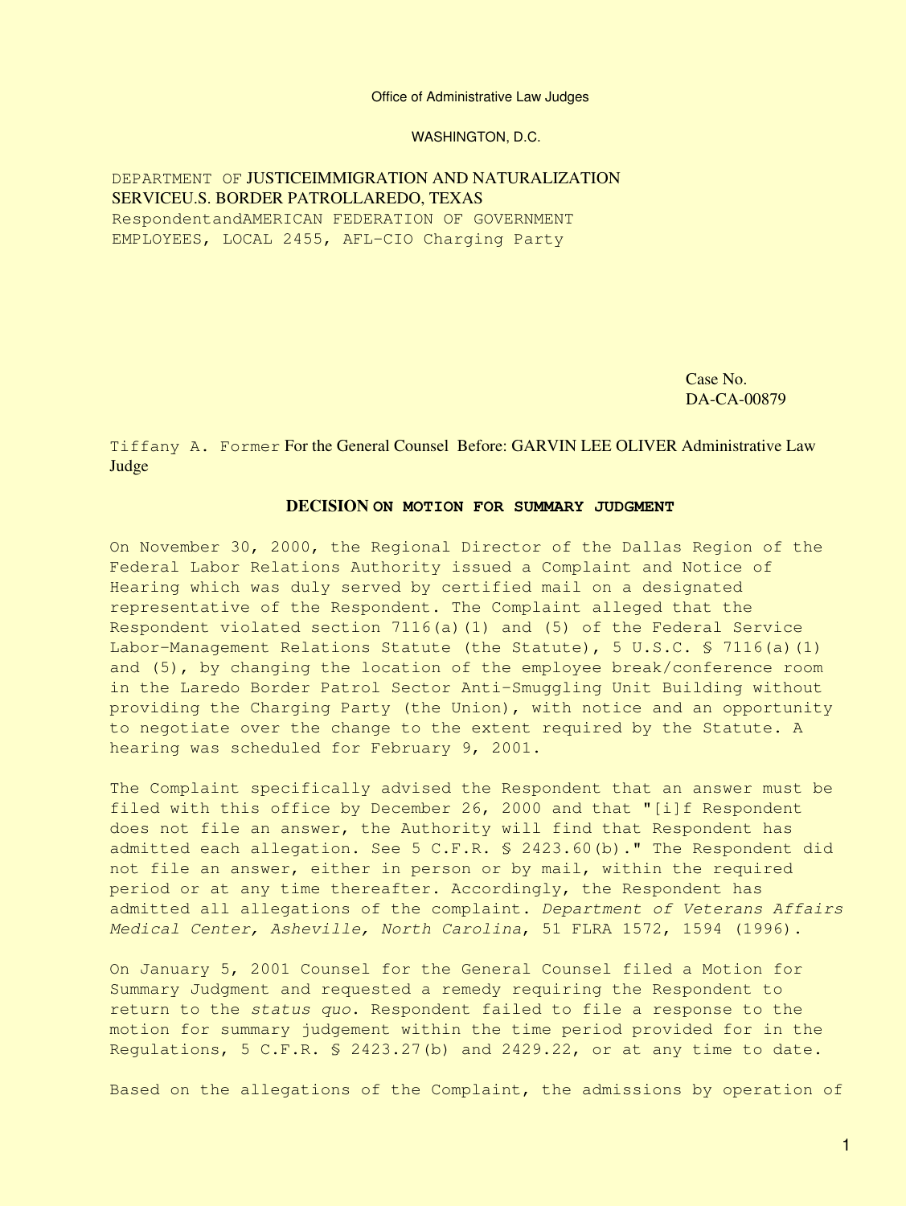Office of Administrative Law Judges

WASHINGTON, D.C.

DEPARTMENT OF JUSTICEIMMIGRATION AND NATURALIZATION SERVICEU.S. BORDER PATROLLAREDO, TEXAS
RespondentandAMERICAN FEDERATION OF GOVERNMENT EMPLOYEES, LOCAL 2455, AFL-CIO Charging Party

Case No.
DA-CA-00879

Tiffany A. Former For the General Counsel Before: GARVIN LEE OLIVER Administrative Law Judge

## DECISION ON MOTION FOR SUMMARY JUDGMENT

On November 30, 2000, the Regional Director of the Dallas Region of the Federal Labor Relations Authority issued a Complaint and Notice of Hearing which was duly served by certified mail on a designated representative of the Respondent. The Complaint alleged that the Respondent violated section 7116(a)(1) and (5) of the Federal Service Labor-Management Relations Statute (the Statute), 5 U.S.C. § 7116(a)(1) and (5), by changing the location of the employee break/conference room in the Laredo Border Patrol Sector Anti-Smuggling Unit Building without providing the Charging Party (the Union), with notice and an opportunity to negotiate over the change to the extent required by the Statute. A hearing was scheduled for February 9, 2001.

The Complaint specifically advised the Respondent that an answer must be filed with this office by December 26, 2000 and that "[i]f Respondent does not file an answer, the Authority will find that Respondent has admitted each allegation. See 5 C.F.R. § 2423.60(b)." The Respondent did not file an answer, either in person or by mail, within the required period or at any time thereafter. Accordingly, the Respondent has admitted all allegations of the complaint. *Department of Veterans Affairs Medical Center, Asheville, North Carolina*, 51 FLRA 1572, 1594 (1996).

On January 5, 2001 Counsel for the General Counsel filed a Motion for Summary Judgment and requested a remedy requiring the Respondent to return to the *status quo*. Respondent failed to file a response to the motion for summary judgement within the time period provided for in the Regulations, 5 C.F.R. § 2423.27(b) and 2429.22, or at any time to date.

Based on the allegations of the Complaint, the admissions by operation of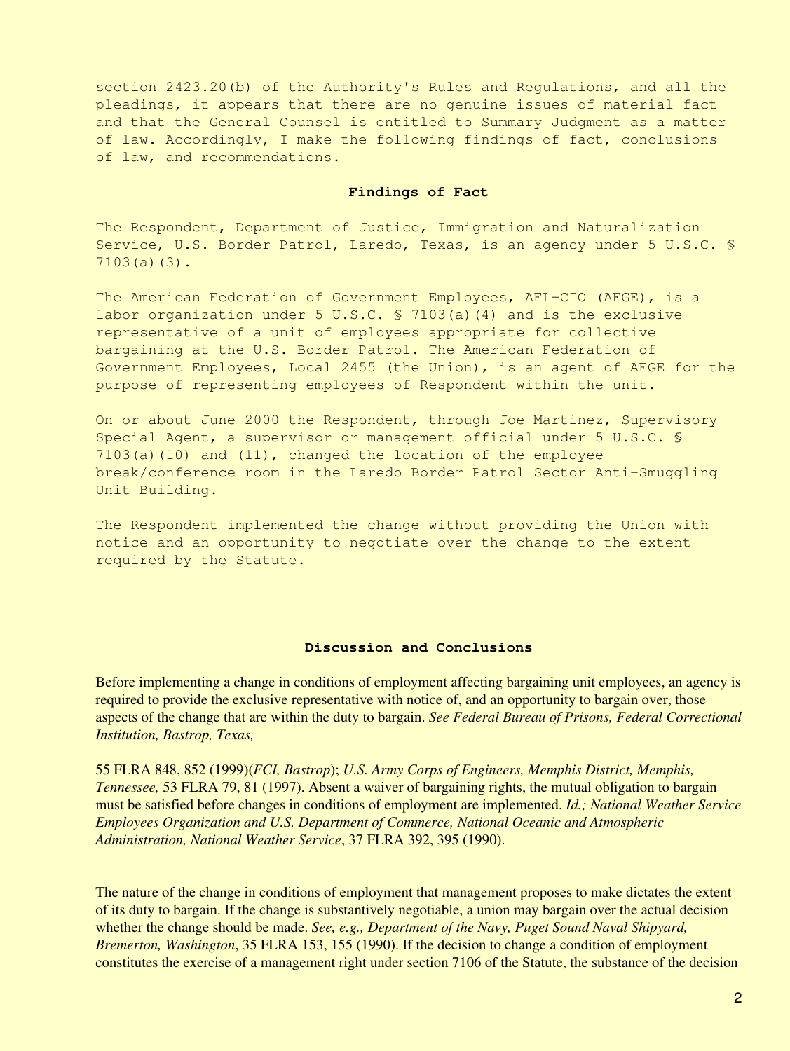section 2423.20(b) of the Authority's Rules and Regulations, and all the pleadings, it appears that there are no genuine issues of material fact and that the General Counsel is entitled to Summary Judgment as a matter of law. Accordingly, I make the following findings of fact, conclusions of law, and recommendations.

## Findings of Fact

The Respondent, Department of Justice, Immigration and Naturalization Service, U.S. Border Patrol, Laredo, Texas, is an agency under 5 U.S.C. § 7103(a)(3).

The American Federation of Government Employees, AFL-CIO (AFGE), is a labor organization under 5 U.S.C. § 7103(a)(4) and is the exclusive representative of a unit of employees appropriate for collective bargaining at the U.S. Border Patrol. The American Federation of Government Employees, Local 2455 (the Union), is an agent of AFGE for the purpose of representing employees of Respondent within the unit.

On or about June 2000 the Respondent, through Joe Martinez, Supervisory Special Agent, a supervisor or management official under 5 U.S.C. § 7103(a)(10) and (11), changed the location of the employee break/conference room in the Laredo Border Patrol Sector Anti-Smuggling Unit Building.

The Respondent implemented the change without providing the Union with notice and an opportunity to negotiate over the change to the extent required by the Statute.

## Discussion and Conclusions

Before implementing a change in conditions of employment affecting bargaining unit employees, an agency is required to provide the exclusive representative with notice of, and an opportunity to bargain over, those aspects of the change that are within the duty to bargain. *See Federal Bureau of Prisons, Federal Correctional Institution, Bastrop, Texas,*

55 FLRA 848, 852 (1999)(*FCI, Bastrop*); *U.S. Army Corps of Engineers, Memphis District, Memphis, Tennessee,* 53 FLRA 79, 81 (1997). Absent a waiver of bargaining rights, the mutual obligation to bargain must be satisfied before changes in conditions of employment are implemented. *Id.; National Weather Service Employees Organization and U.S. Department of Commerce, National Oceanic and Atmospheric Administration, National Weather Service*, 37 FLRA 392, 395 (1990).

The nature of the change in conditions of employment that management proposes to make dictates the extent of its duty to bargain. If the change is substantively negotiable, a union may bargain over the actual decision whether the change should be made. *See, e.g., Department of the Navy, Puget Sound Naval Shipyard, Bremerton, Washington*, 35 FLRA 153, 155 (1990). If the decision to change a condition of employment constitutes the exercise of a management right under section 7106 of the Statute, the substance of the decision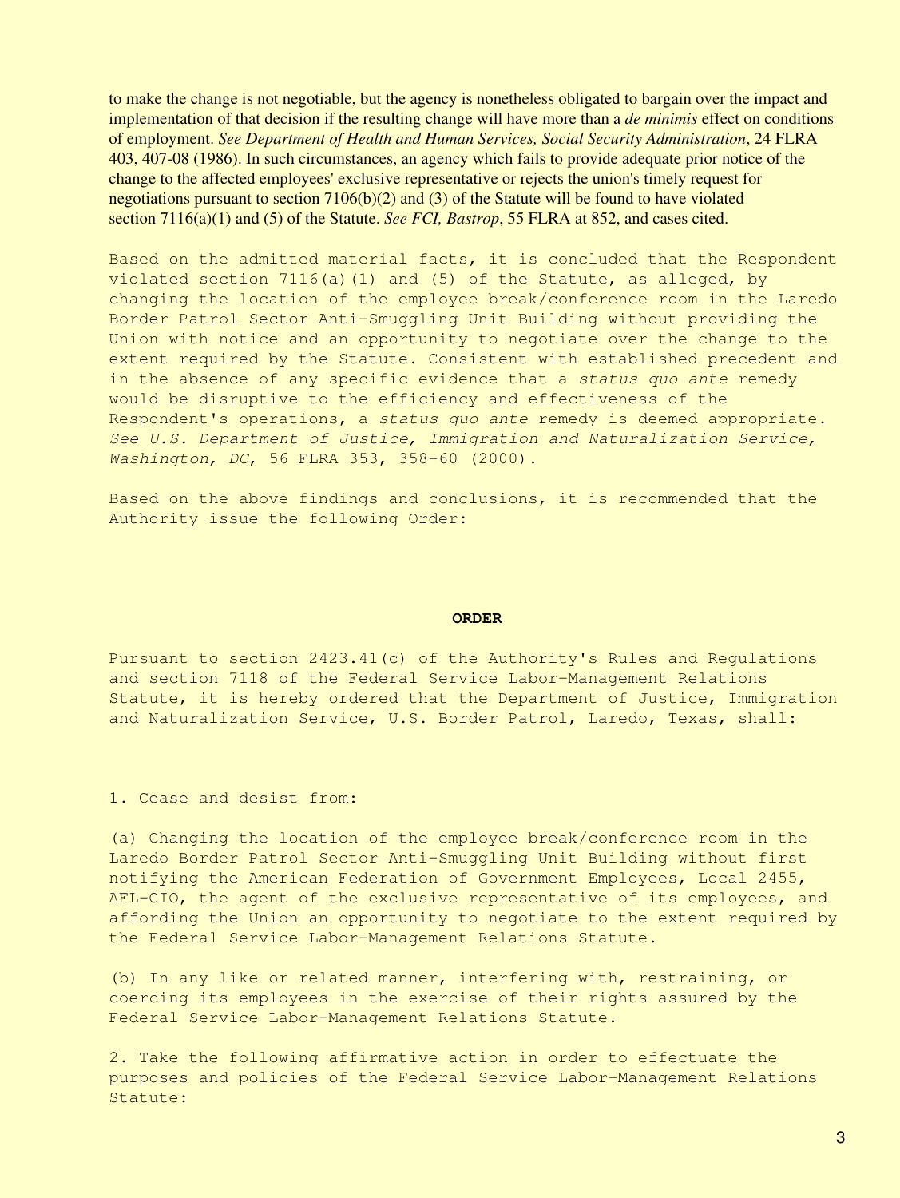to make the change is not negotiable, but the agency is nonetheless obligated to bargain over the impact and implementation of that decision if the resulting change will have more than a *de minimis* effect on conditions of employment. *See Department of Health and Human Services, Social Security Administration*, 24 FLRA 403, 407-08 (1986). In such circumstances, an agency which fails to provide adequate prior notice of the change to the affected employees' exclusive representative or rejects the union's timely request for negotiations pursuant to section 7106(b)(2) and (3) of the Statute will be found to have violated section 7116(a)(1) and (5) of the Statute. *See FCI, Bastrop*, 55 FLRA at 852, and cases cited.

Based on the admitted material facts, it is concluded that the Respondent violated section 7116(a)(1) and (5) of the Statute, as alleged, by changing the location of the employee break/conference room in the Laredo Border Patrol Sector Anti-Smuggling Unit Building without providing the Union with notice and an opportunity to negotiate over the change to the extent required by the Statute. Consistent with established precedent and in the absence of any specific evidence that a *status quo ante* remedy would be disruptive to the efficiency and effectiveness of the Respondent's operations, a *status quo ante* remedy is deemed appropriate. *See U.S. Department of Justice, Immigration and Naturalization Service, Washington, DC*, 56 FLRA 353, 358-60 (2000).

Based on the above findings and conclusions, it is recommended that the Authority issue the following Order:

**ORDER**

Pursuant to section 2423.41(c) of the Authority's Rules and Regulations and section 7118 of the Federal Service Labor-Management Relations Statute, it is hereby ordered that the Department of Justice, Immigration and Naturalization Service, U.S. Border Patrol, Laredo, Texas, shall:

1. Cease and desist from:

(a) Changing the location of the employee break/conference room in the Laredo Border Patrol Sector Anti-Smuggling Unit Building without first notifying the American Federation of Government Employees, Local 2455, AFL-CIO, the agent of the exclusive representative of its employees, and affording the Union an opportunity to negotiate to the extent required by the Federal Service Labor-Management Relations Statute.

(b) In any like or related manner, interfering with, restraining, or coercing its employees in the exercise of their rights assured by the Federal Service Labor-Management Relations Statute.

2. Take the following affirmative action in order to effectuate the purposes and policies of the Federal Service Labor-Management Relations Statute: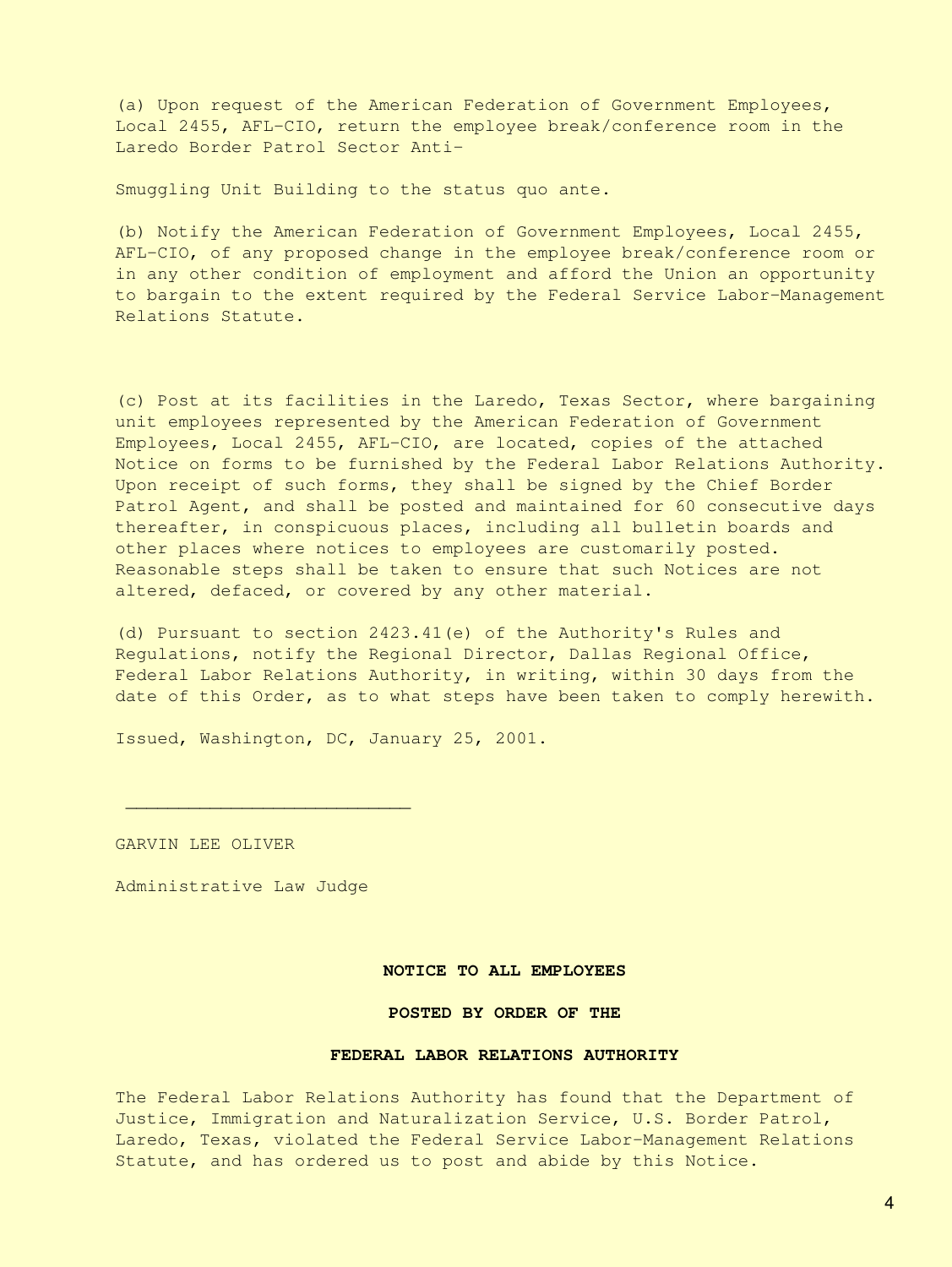(a) Upon request of the American Federation of Government Employees, Local 2455, AFL-CIO, return the employee break/conference room in the Laredo Border Patrol Sector Anti-

Smuggling Unit Building to the status quo ante.

(b) Notify the American Federation of Government Employees, Local 2455, AFL-CIO, of any proposed change in the employee break/conference room or in any other condition of employment and afford the Union an opportunity to bargain to the extent required by the Federal Service Labor-Management Relations Statute.

(c) Post at its facilities in the Laredo, Texas Sector, where bargaining unit employees represented by the American Federation of Government Employees, Local 2455, AFL-CIO, are located, copies of the attached Notice on forms to be furnished by the Federal Labor Relations Authority. Upon receipt of such forms, they shall be signed by the Chief Border Patrol Agent, and shall be posted and maintained for 60 consecutive days thereafter, in conspicuous places, including all bulletin boards and other places where notices to employees are customarily posted. Reasonable steps shall be taken to ensure that such Notices are not altered, defaced, or covered by any other material.

(d) Pursuant to section 2423.41(e) of the Authority's Rules and Regulations, notify the Regional Director, Dallas Regional Office, Federal Labor Relations Authority, in writing, within 30 days from the date of this Order, as to what steps have been taken to comply herewith.

Issued, Washington, DC, January 25, 2001.

___________________________

GARVIN LEE OLIVER

Administrative Law Judge

**NOTICE TO ALL EMPLOYEES**

**POSTED BY ORDER OF THE**

**FEDERAL LABOR RELATIONS AUTHORITY**

The Federal Labor Relations Authority has found that the Department of Justice, Immigration and Naturalization Service, U.S. Border Patrol, Laredo, Texas, violated the Federal Service Labor-Management Relations Statute, and has ordered us to post and abide by this Notice.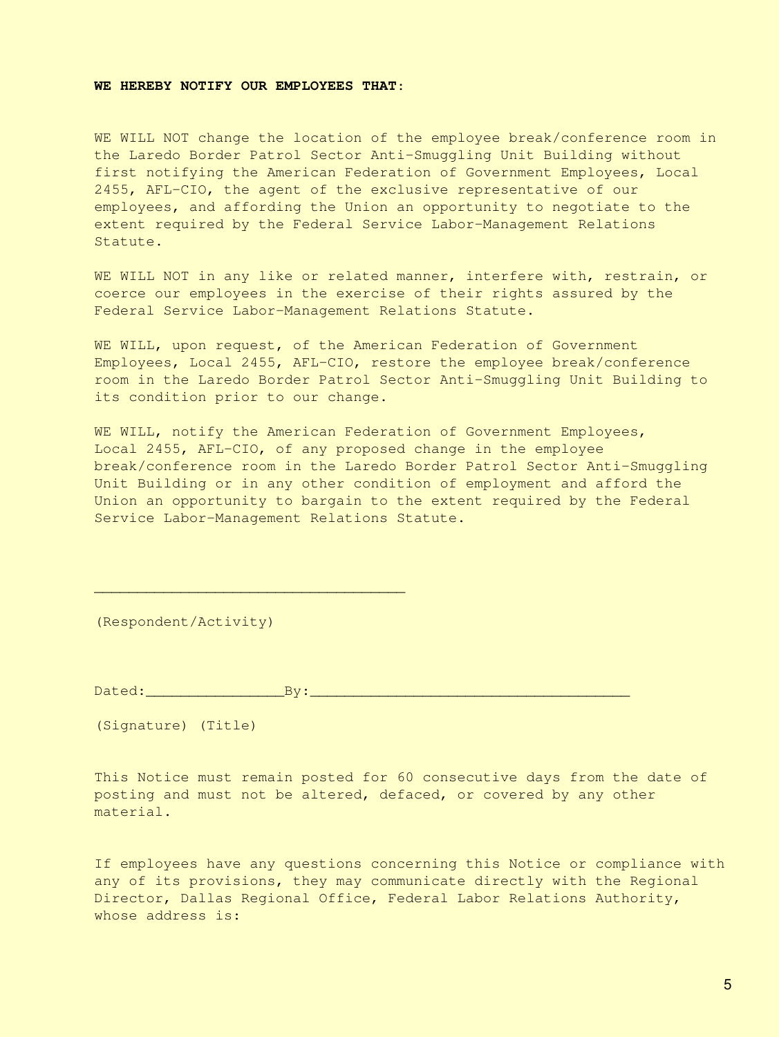**WE HEREBY NOTIFY OUR EMPLOYEES THAT:**

WE WILL NOT change the location of the employee break/conference room in the Laredo Border Patrol Sector Anti-Smuggling Unit Building without first notifying the American Federation of Government Employees, Local 2455, AFL-CIO, the agent of the exclusive representative of our employees, and affording the Union an opportunity to negotiate to the extent required by the Federal Service Labor-Management Relations Statute.

WE WILL NOT in any like or related manner, interfere with, restrain, or coerce our employees in the exercise of their rights assured by the Federal Service Labor-Management Relations Statute.

WE WILL, upon request, of the American Federation of Government Employees, Local 2455, AFL-CIO, restore the employee break/conference room in the Laredo Border Patrol Sector Anti-Smuggling Unit Building to its condition prior to our change.

WE WILL, notify the American Federation of Government Employees, Local 2455, AFL-CIO, of any proposed change in the employee break/conference room in the Laredo Border Patrol Sector Anti-Smuggling Unit Building or in any other condition of employment and afford the Union an opportunity to bargain to the extent required by the Federal Service Labor-Management Relations Statute.

___________________________________

(Respondent/Activity)

Dated:________________By:____________________________________

(Signature) (Title)

This Notice must remain posted for 60 consecutive days from the date of posting and must not be altered, defaced, or covered by any other material.

If employees have any questions concerning this Notice or compliance with any of its provisions, they may communicate directly with the Regional Director, Dallas Regional Office, Federal Labor Relations Authority, whose address is: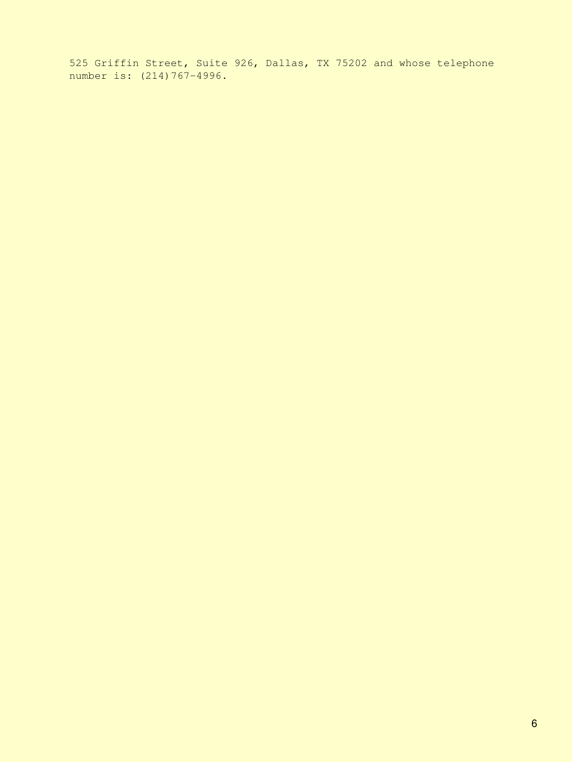525 Griffin Street, Suite 926, Dallas, TX 75202 and whose telephone number is: (214)767-4996.